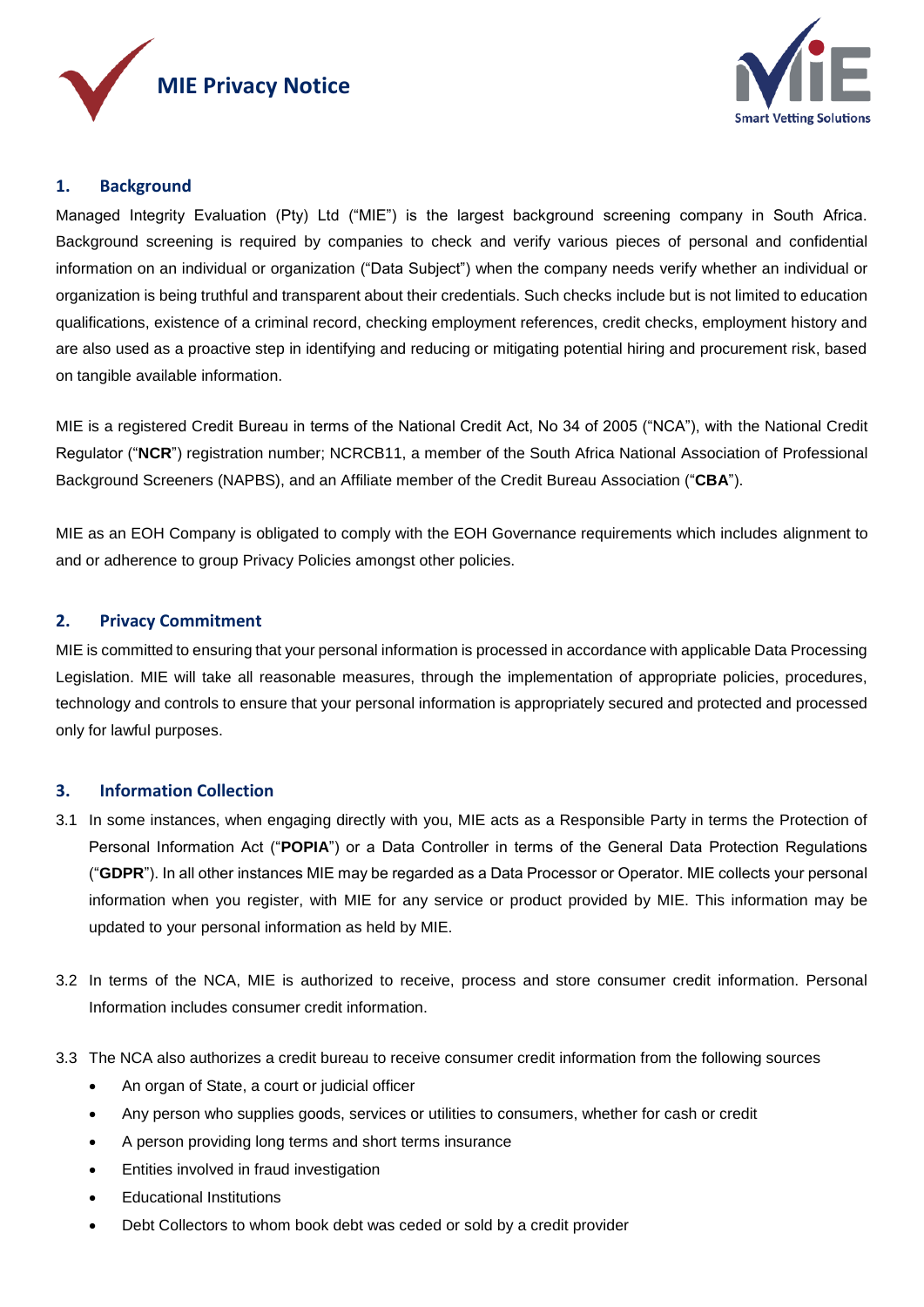# MIE Privacy Notice

## 1. Background

Managed Integrity Evaluation (Pty) Ltd ("MIE") is the largest background screening company in South Africa. Background screening is required by companies to check and verify various pieces of personal and confidential information on an individual or organization ("Data Subject") when the company needs verify whether an individual or organization is being truthful and transparent about their credentials. Such checks include but is not limited to education qualifications, existence of a criminal record, checking employment references, credit checks, employment history and are also used as a proactive step in identifying and reducing or mitigating potential hiring and procurement risk, based on tangible available information.

MIE is a registered Credit Bureau in terms of the National Credit Act, No 34 of 2005 ("NCA"), with the National Credit Regulator ("**NCR**") registration number; NCRCB11, a member of the South Africa National Association of Professional Background Screeners (NAPBS), and an Affiliate member of the Credit Bureau Association ("**CBA**").

MIE as an EOH Company is obligated to comply with the EOH Governance requirements which includes alignment to and or adherence to group Privacy Policies amongst other policies.

## 2. Privacy Commitment

MIE is committed to ensuring that your personal information is processed in accordance with applicable Data Processing Legislation. MIE will take all reasonable measures, through the implementation of appropriate policies, procedures, technology and controls to ensure that your personal information is appropriately secured and protected and processed only for lawful purposes.

## 3. Information Collection

3.1 In some instances, when engaging directly with you, MIE acts as a Responsible Party in terms the Protection of Personal Information Act ("**POPIA**") or a Data Controller in terms of the General Data Protection Regulations ("**GDPR**"). In all other instances MIE may be regarded as a Data Processor or Operator. MIE collects your personal information when you register, with MIE for any service or product provided by MIE. This information may be updated to your personal information as held by MIE.

3.2 In terms of the NCA, MIE is authorized to receive, process and store consumer credit information. Personal Information includes consumer credit information.

3.3 The NCA also authorizes a credit bureau to receive consumer credit information from the following sources

- An organ of State, a court or judicial officer
- Any person who supplies goods, services or utilities to consumers, whether for cash or credit
- A person providing long terms and short terms insurance
- Entities involved in fraud investigation
- Educational Institutions
- Debt Collectors to whom book debt was ceded or sold by a credit provider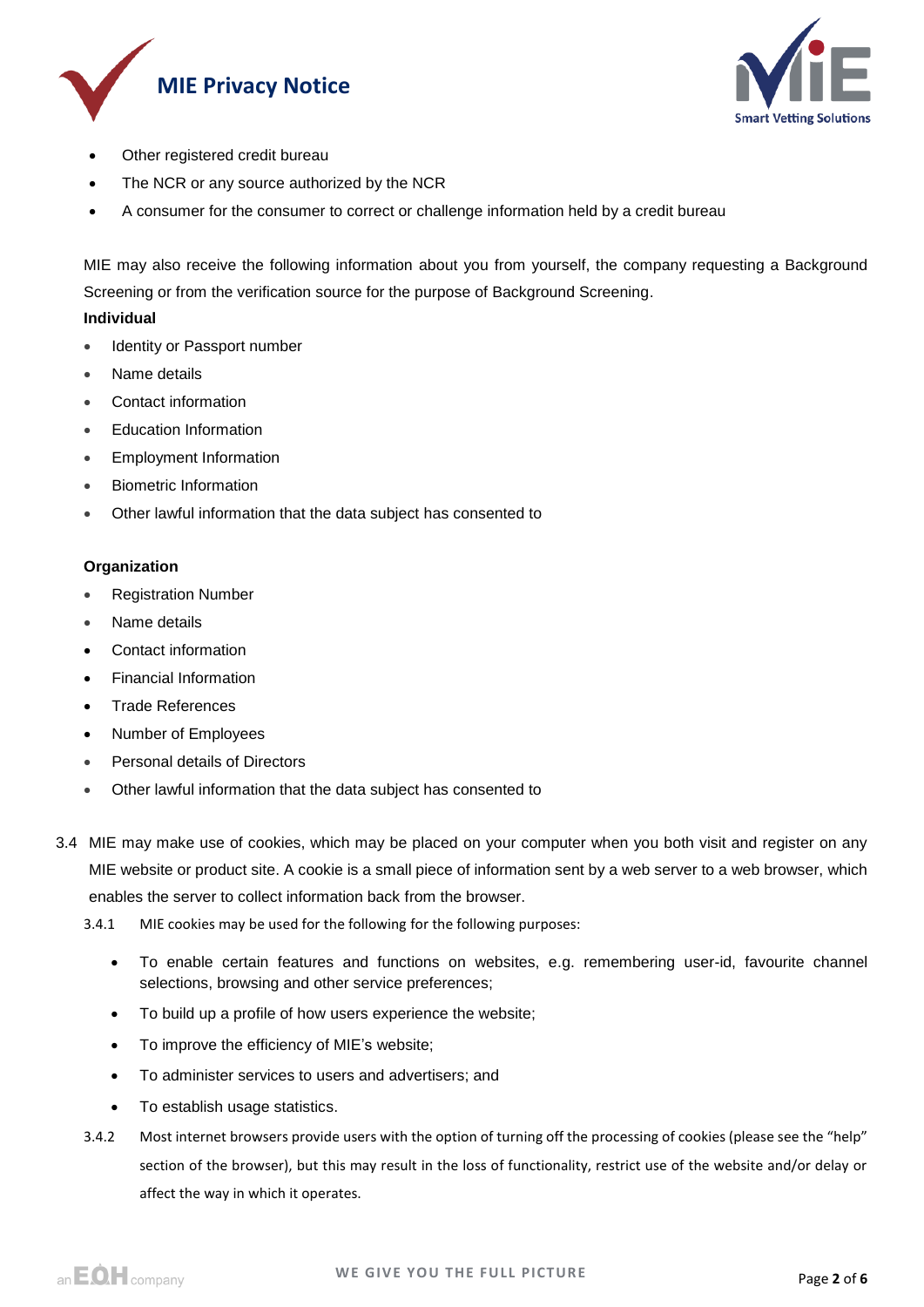- Other registered credit bureau
- The NCR or any source authorized by the NCR
- A consumer for the consumer to correct or challenge information held by a credit bureau

MIE may also receive the following information about you from yourself, the company requesting a Background Screening or from the verification source for the purpose of Background Screening.

**Individual**

- Identity or Passport number
- Name details
- Contact information
- Education Information
- Employment Information
- Biometric Information
- Other lawful information that the data subject has consented to

**Organization**

- Registration Number
- Name details
- Contact information
- Financial Information
- Trade References
- Number of Employees
- Personal details of Directors
- Other lawful information that the data subject has consented to

3.4 MIE may make use of cookies, which may be placed on your computer when you both visit and register on any MIE website or product site. A cookie is a small piece of information sent by a web server to a web browser, which enables the server to collect information back from the browser.

3.4.1 MIE cookies may be used for the following for the following purposes:

- To enable certain features and functions on websites, e.g. remembering user-id, favourite channel selections, browsing and other service preferences;
- To build up a profile of how users experience the website;
- To improve the efficiency of MIE's website;
- To administer services to users and advertisers; and
- To establish usage statistics.

3.4.2 Most internet browsers provide users with the option of turning off the processing of cookies (please see the "help" section of the browser), but this may result in the loss of functionality, restrict use of the website and/or delay or affect the way in which it operates.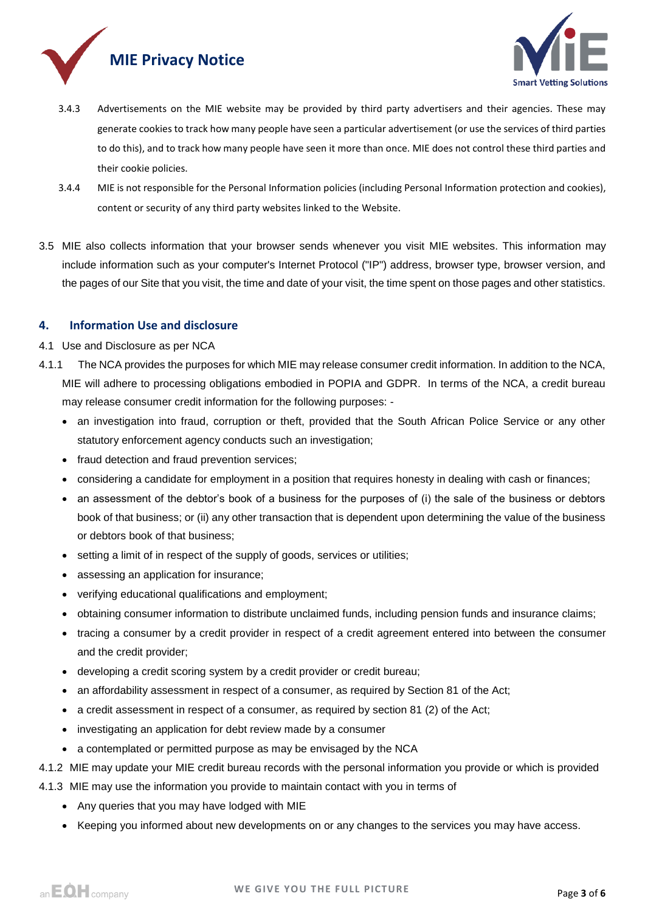3.4.3 Advertisements on the MIE website may be provided by third party advertisers and their agencies. These may generate cookies to track how many people have seen a particular advertisement (or use the services of third parties to do this), and to track how many people have seen it more than once. MIE does not control these third parties and their cookie policies.

3.4.4 MIE is not responsible for the Personal Information policies (including Personal Information protection and cookies), content or security of any third party websites linked to the Website.

3.5 MIE also collects information that your browser sends whenever you visit MIE websites. This information may include information such as your computer's Internet Protocol ("IP") address, browser type, browser version, and the pages of our Site that you visit, the time and date of your visit, the time spent on those pages and other statistics.

## 4. Information Use and disclosure

4.1 Use and Disclosure as per NCA

4.1.1 The NCA provides the purposes for which MIE may release consumer credit information. In addition to the NCA, MIE will adhere to processing obligations embodied in POPIA and GDPR. In terms of the NCA, a credit bureau may release consumer credit information for the following purposes: -

- an investigation into fraud, corruption or theft, provided that the South African Police Service or any other statutory enforcement agency conducts such an investigation;
- fraud detection and fraud prevention services;
- considering a candidate for employment in a position that requires honesty in dealing with cash or finances;
- an assessment of the debtor's book of a business for the purposes of (i) the sale of the business or debtors book of that business; or (ii) any other transaction that is dependent upon determining the value of the business or debtors book of that business;
- setting a limit of in respect of the supply of goods, services or utilities;
- assessing an application for insurance;
- verifying educational qualifications and employment;
- obtaining consumer information to distribute unclaimed funds, including pension funds and insurance claims;
- tracing a consumer by a credit provider in respect of a credit agreement entered into between the consumer and the credit provider;
- developing a credit scoring system by a credit provider or credit bureau;
- an affordability assessment in respect of a consumer, as required by Section 81 of the Act;
- a credit assessment in respect of a consumer, as required by section 81 (2) of the Act;
- investigating an application for debt review made by a consumer
- a contemplated or permitted purpose as may be envisaged by the NCA

4.1.2 MIE may update your MIE credit bureau records with the personal information you provide or which is provided

4.1.3 MIE may use the information you provide to maintain contact with you in terms of

- Any queries that you may have lodged with MIE
- Keeping you informed about new developments on or any changes to the services you may have access.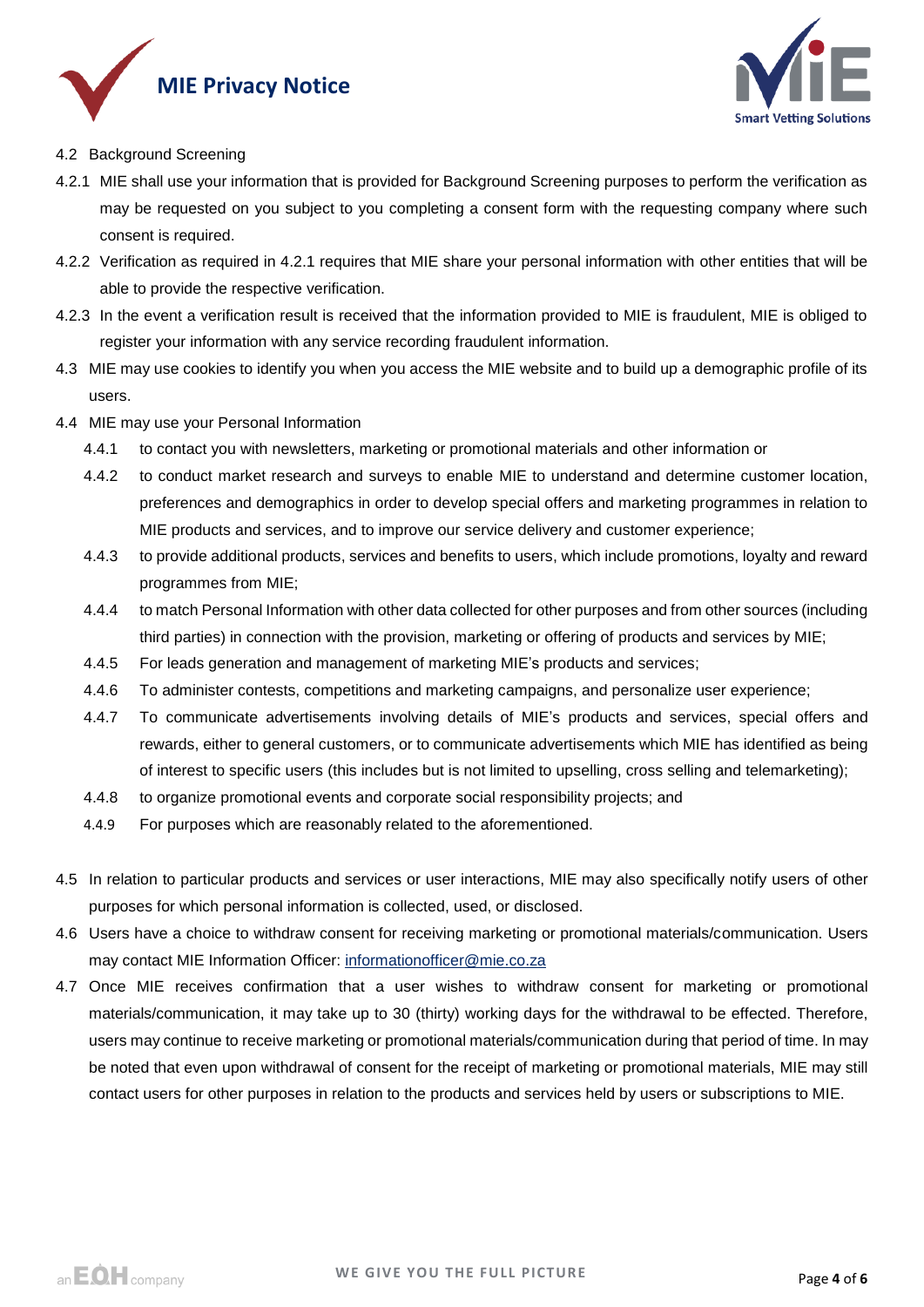4.2 Background Screening

4.2.1 MIE shall use your information that is provided for Background Screening purposes to perform the verification as may be requested on you subject to you completing a consent form with the requesting company where such consent is required.

4.2.2 Verification as required in 4.2.1 requires that MIE share your personal information with other entities that will be able to provide the respective verification.

4.2.3 In the event a verification result is received that the information provided to MIE is fraudulent, MIE is obliged to register your information with any service recording fraudulent information.

4.3 MIE may use cookies to identify you when you access the MIE website and to build up a demographic profile of its users.

4.4 MIE may use your Personal Information

- 4.4.1 to contact you with newsletters, marketing or promotional materials and other information or
- 4.4.2 to conduct market research and surveys to enable MIE to understand and determine customer location, preferences and demographics in order to develop special offers and marketing programmes in relation to MIE products and services, and to improve our service delivery and customer experience;
- 4.4.3 to provide additional products, services and benefits to users, which include promotions, loyalty and reward programmes from MIE;
- 4.4.4 to match Personal Information with other data collected for other purposes and from other sources (including third parties) in connection with the provision, marketing or offering of products and services by MIE;
- 4.4.5 For leads generation and management of marketing MIE's products and services;
- 4.4.6 To administer contests, competitions and marketing campaigns, and personalize user experience;
- 4.4.7 To communicate advertisements involving details of MIE's products and services, special offers and rewards, either to general customers, or to communicate advertisements which MIE has identified as being of interest to specific users (this includes but is not limited to upselling, cross selling and telemarketing);
- 4.4.8 to organize promotional events and corporate social responsibility projects; and
- 4.4.9 For purposes which are reasonably related to the aforementioned.

4.5 In relation to particular products and services or user interactions, MIE may also specifically notify users of other purposes for which personal information is collected, used, or disclosed.

4.6 Users have a choice to withdraw consent for receiving marketing or promotional materials/communication. Users may contact MIE Information Officer: informationofficer@mie.co.za

4.7 Once MIE receives confirmation that a user wishes to withdraw consent for marketing or promotional materials/communication, it may take up to 30 (thirty) working days for the withdrawal to be effected. Therefore, users may continue to receive marketing or promotional materials/communication during that period of time. In may be noted that even upon withdrawal of consent for the receipt of marketing or promotional materials, MIE may still contact users for other purposes in relation to the products and services held by users or subscriptions to MIE.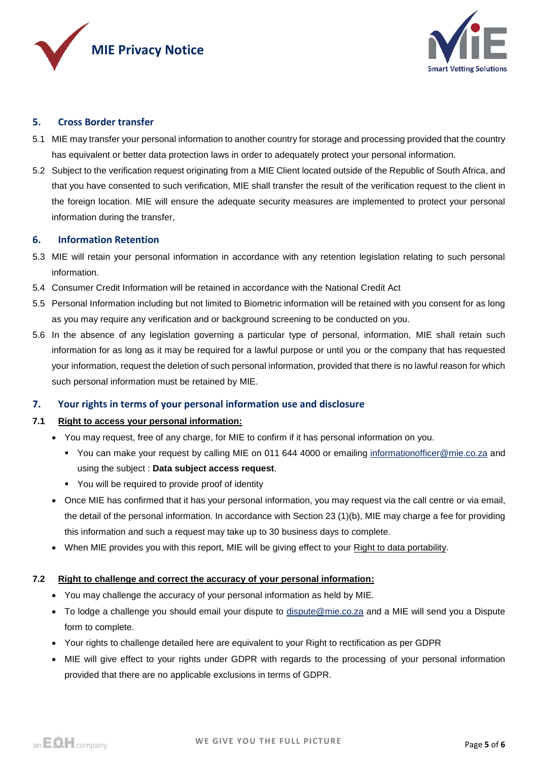## 5. Cross Border transfer

5.1 MIE may transfer your personal information to another country for storage and processing provided that the country has equivalent or better data protection laws in order to adequately protect your personal information.

5.2 Subject to the verification request originating from a MIE Client located outside of the Republic of South Africa, and that you have consented to such verification, MIE shall transfer the result of the verification request to the client in the foreign location. MIE will ensure the adequate security measures are implemented to protect your personal information during the transfer,

## 6. Information Retention

5.3 MIE will retain your personal information in accordance with any retention legislation relating to such personal information.

5.4 Consumer Credit Information will be retained in accordance with the National Credit Act

5.5 Personal Information including but not limited to Biometric information will be retained with you consent for as long as you may require any verification and or background screening to be conducted on you.

5.6 In the absence of any legislation governing a particular type of personal, information, MIE shall retain such information for as long as it may be required for a lawful purpose or until you or the company that has requested your information, request the deletion of such personal information, provided that there is no lawful reason for which such personal information must be retained by MIE.

## 7. Your rights in terms of your personal information use and disclosure

### 7.1 Right to access your personal information:

- You may request, free of any charge, for MIE to confirm if it has personal information on you.
  - You can make your request by calling MIE on 011 644 4000 or emailing informationofficer@mie.co.za and using the subject : **Data subject access request**.
  - You will be required to provide proof of identity
- Once MIE has confirmed that it has your personal information, you may request via the call centre or via email, the detail of the personal information. In accordance with Section 23 (1)(b), MIE may charge a fee for providing this information and such a request may take up to 30 business days to complete.
- When MIE provides you with this report, MIE will be giving effect to your Right to data portability.

### 7.2 Right to challenge and correct the accuracy of your personal information:

- You may challenge the accuracy of your personal information as held by MIE.
- To lodge a challenge you should email your dispute to dispute@mie.co.za and a MIE will send you a Dispute form to complete.
- Your rights to challenge detailed here are equivalent to your Right to rectification as per GDPR
- MIE will give effect to your rights under GDPR with regards to the processing of your personal information provided that there are no applicable exclusions in terms of GDPR.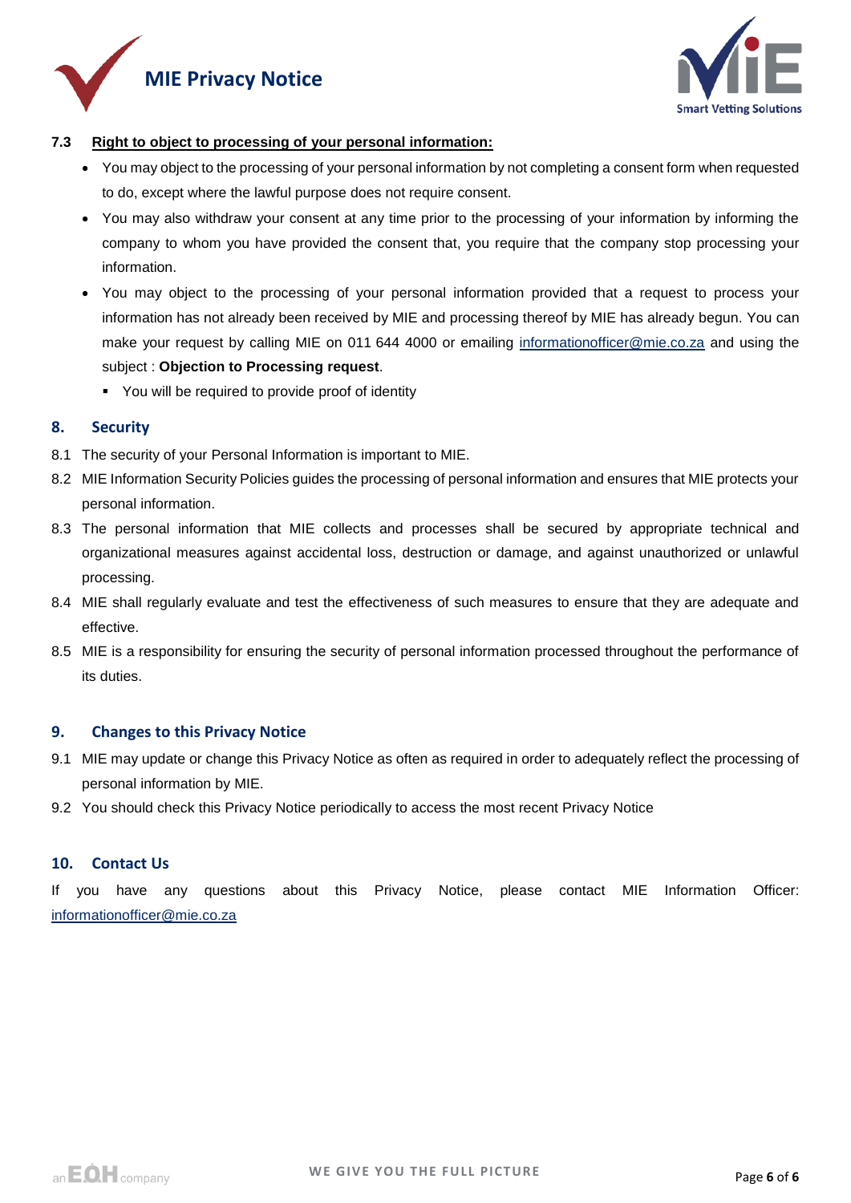**7.3 Right to object to processing of your personal information:**

- You may object to the processing of your personal information by not completing a consent form when requested to do, except where the lawful purpose does not require consent.
- You may also withdraw your consent at any time prior to the processing of your information by informing the company to whom you have provided the consent that, you require that the company stop processing your information.
- You may object to the processing of your personal information provided that a request to process your information has not already been received by MIE and processing thereof by MIE has already begun. You can make your request by calling MIE on 011 644 4000 or emailing informationofficer@mie.co.za and using the subject : **Objection to Processing request**.
  - You will be required to provide proof of identity

## 8. Security

8.1 The security of your Personal Information is important to MIE.

8.2 MIE Information Security Policies guides the processing of personal information and ensures that MIE protects your personal information.

8.3 The personal information that MIE collects and processes shall be secured by appropriate technical and organizational measures against accidental loss, destruction or damage, and against unauthorized or unlawful processing.

8.4 MIE shall regularly evaluate and test the effectiveness of such measures to ensure that they are adequate and effective.

8.5 MIE is a responsibility for ensuring the security of personal information processed throughout the performance of its duties.

## 9. Changes to this Privacy Notice

9.1 MIE may update or change this Privacy Notice as often as required in order to adequately reflect the processing of personal information by MIE.

9.2 You should check this Privacy Notice periodically to access the most recent Privacy Notice

## 10. Contact Us

If you have any questions about this Privacy Notice, please contact MIE Information Officer: informationofficer@mie.co.za